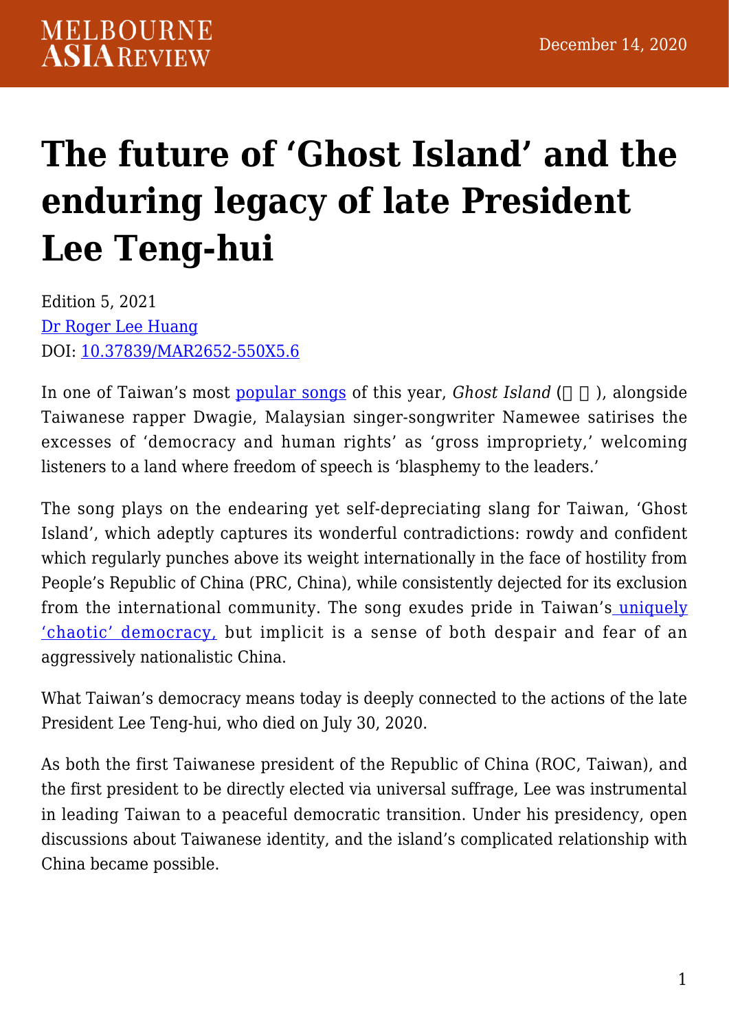December 14, 2020

# The future of 'Ghost Island' and the enduring legacy of late President Lee Teng-hui

Edition 5, 2021
Dr Roger Lee Huang
DOI: 10.37839/MAR2652-550X5.6

In one of Taiwan's most popular songs of this year, *Ghost Island* (鬼島), alongside Taiwanese rapper Dwagie, Malaysian singer-songwriter Namewee satirises the excesses of 'democracy and human rights' as 'gross impropriety,' welcoming listeners to a land where freedom of speech is 'blasphemy to the leaders.'

The song plays on the endearing yet self-depreciating slang for Taiwan, 'Ghost Island', which adeptly captures its wonderful contradictions: rowdy and confident which regularly punches above its weight internationally in the face of hostility from People's Republic of China (PRC, China), while consistently dejected for its exclusion from the international community. The song exudes pride in Taiwan's uniquely 'chaotic' democracy, but implicit is a sense of both despair and fear of an aggressively nationalistic China.

What Taiwan's democracy means today is deeply connected to the actions of the late President Lee Teng-hui, who died on July 30, 2020.

As both the first Taiwanese president of the Republic of China (ROC, Taiwan), and the first president to be directly elected via universal suffrage, Lee was instrumental in leading Taiwan to a peaceful democratic transition. Under his presidency, open discussions about Taiwanese identity, and the island's complicated relationship with China became possible.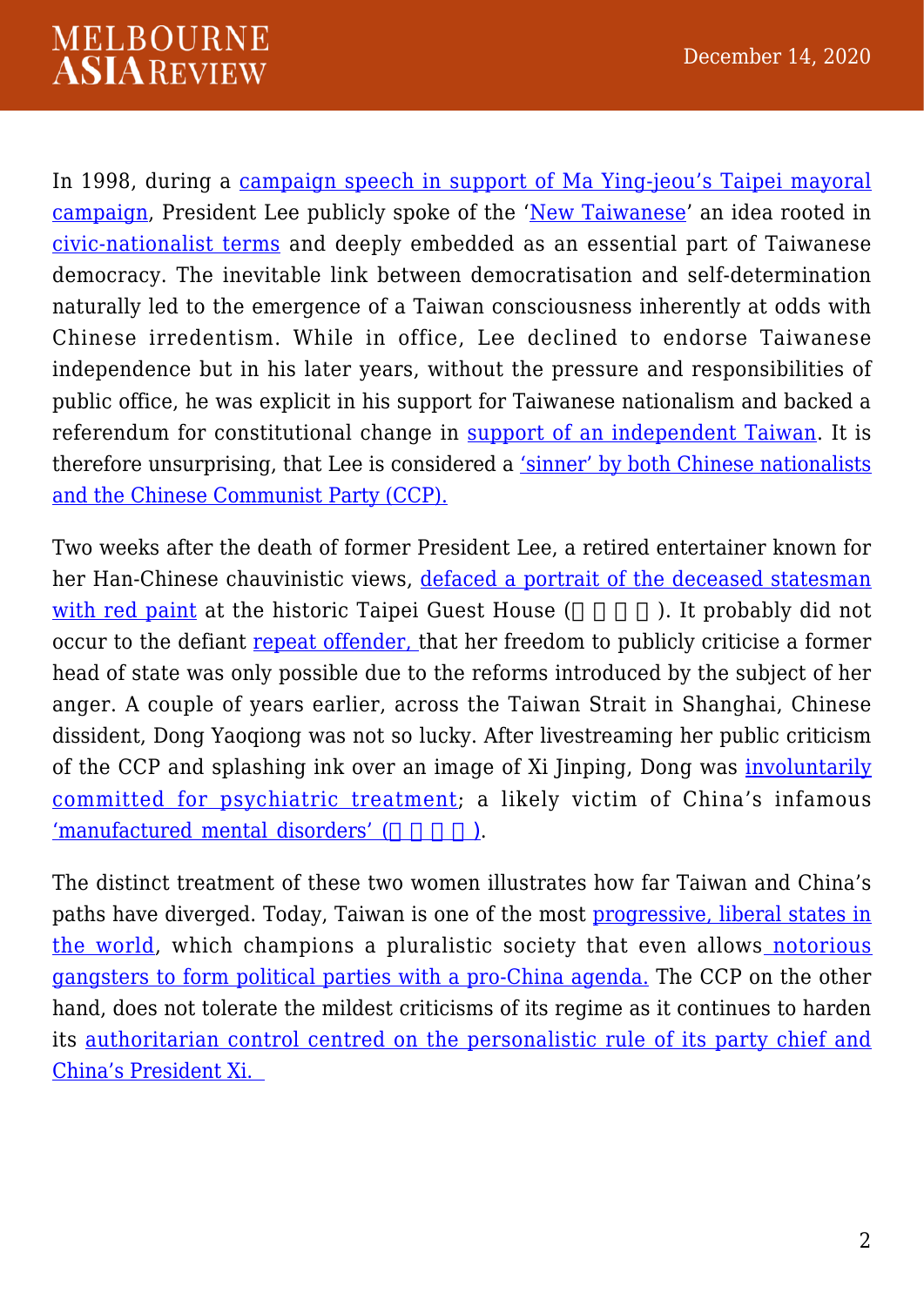In 1998, during a campaign speech in support of Ma Ying-jeou's Taipei mayoral campaign, President Lee publicly spoke of the 'New Taiwanese' an idea rooted in civic-nationalist terms and deeply embedded as an essential part of Taiwanese democracy. The inevitable link between democratisation and self-determination naturally led to the emergence of a Taiwan consciousness inherently at odds with Chinese irredentism. While in office, Lee declined to endorse Taiwanese independence but in his later years, without the pressure and responsibilities of public office, he was explicit in his support for Taiwanese nationalism and backed a referendum for constitutional change in support of an independent Taiwan. It is therefore unsurprising, that Lee is considered a 'sinner' by both Chinese nationalists and the Chinese Communist Party (CCP).

Two weeks after the death of former President Lee, a retired entertainer known for her Han-Chinese chauvinistic views, defaced a portrait of the deceased statesman with red paint at the historic Taipei Guest House (□□□□). It probably did not occur to the defiant repeat offender, that her freedom to publicly criticise a former head of state was only possible due to the reforms introduced by the subject of her anger. A couple of years earlier, across the Taiwan Strait in Shanghai, Chinese dissident, Dong Yaoqiong was not so lucky. After livestreaming her public criticism of the CCP and splashing ink over an image of Xi Jinping, Dong was involuntarily committed for psychiatric treatment; a likely victim of China's infamous 'manufactured mental disorders' (□□□□).

The distinct treatment of these two women illustrates how far Taiwan and China's paths have diverged. Today, Taiwan is one of the most progressive, liberal states in the world, which champions a pluralistic society that even allows notorious gangsters to form political parties with a pro-China agenda. The CCP on the other hand, does not tolerate the mildest criticisms of its regime as it continues to harden its authoritarian control centred on the personalistic rule of its party chief and China's President Xi.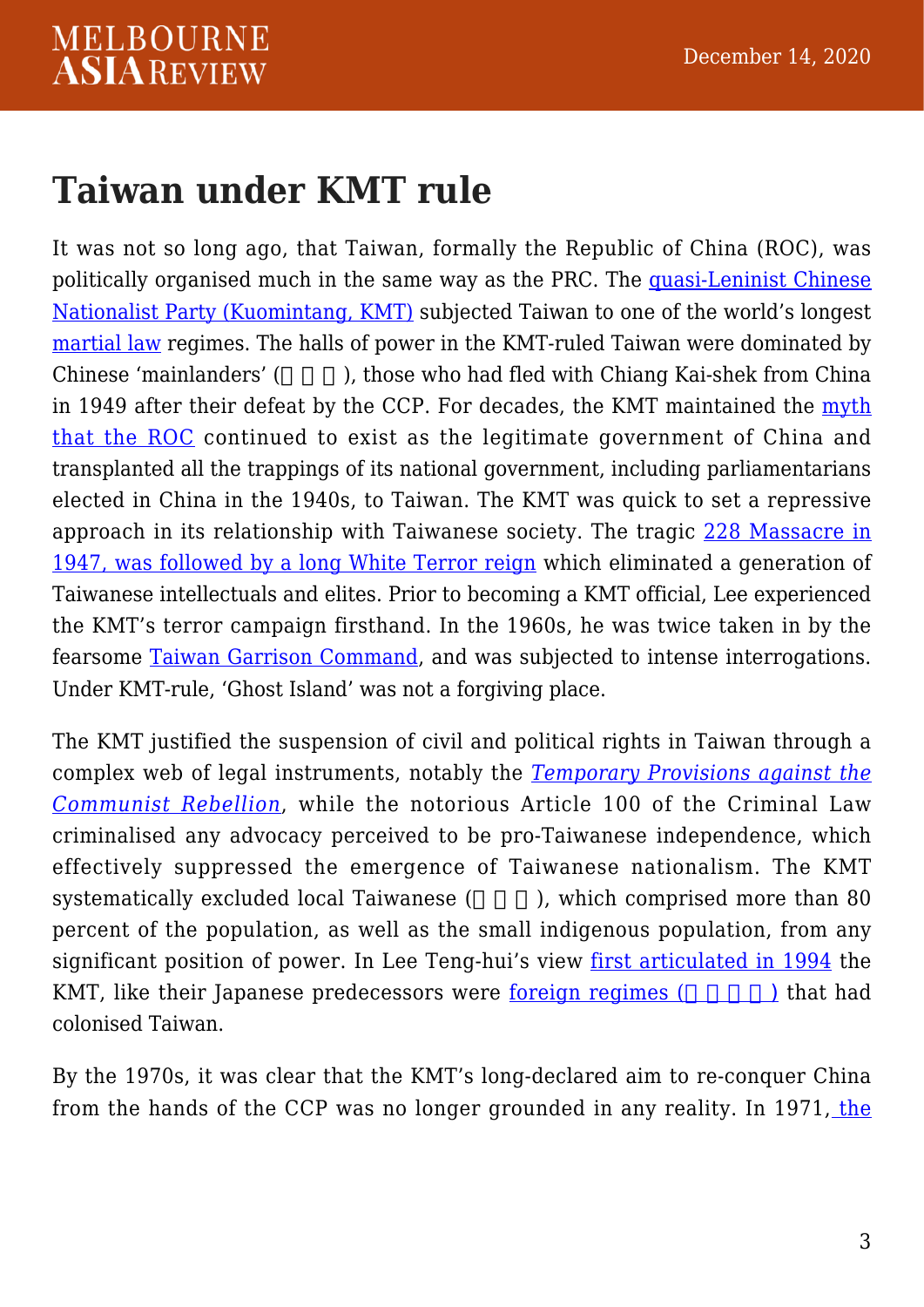## Taiwan under KMT rule

It was not so long ago, that Taiwan, formally the Republic of China (ROC), was politically organised much in the same way as the PRC. The quasi-Leninist Chinese Nationalist Party (Kuomintang, KMT) subjected Taiwan to one of the world's longest martial law regimes. The halls of power in the KMT-ruled Taiwan were dominated by Chinese 'mainlanders' (□□□), those who had fled with Chiang Kai-shek from China in 1949 after their defeat by the CCP. For decades, the KMT maintained the myth that the ROC continued to exist as the legitimate government of China and transplanted all the trappings of its national government, including parliamentarians elected in China in the 1940s, to Taiwan. The KMT was quick to set a repressive approach in its relationship with Taiwanese society. The tragic 228 Massacre in 1947, was followed by a long White Terror reign which eliminated a generation of Taiwanese intellectuals and elites. Prior to becoming a KMT official, Lee experienced the KMT's terror campaign firsthand. In the 1960s, he was twice taken in by the fearsome Taiwan Garrison Command, and was subjected to intense interrogations. Under KMT-rule, 'Ghost Island' was not a forgiving place.

The KMT justified the suspension of civil and political rights in Taiwan through a complex web of legal instruments, notably the *Temporary Provisions against the Communist Rebellion*, while the notorious Article 100 of the Criminal Law criminalised any advocacy perceived to be pro-Taiwanese independence, which effectively suppressed the emergence of Taiwanese nationalism. The KMT systematically excluded local Taiwanese (□□□), which comprised more than 80 percent of the population, as well as the small indigenous population, from any significant position of power. In Lee Teng-hui's view first articulated in 1994 the KMT, like their Japanese predecessors were foreign regimes (□□□□) that had colonised Taiwan.

By the 1970s, it was clear that the KMT's long-declared aim to re-conquer China from the hands of the CCP was no longer grounded in any reality. In 1971, the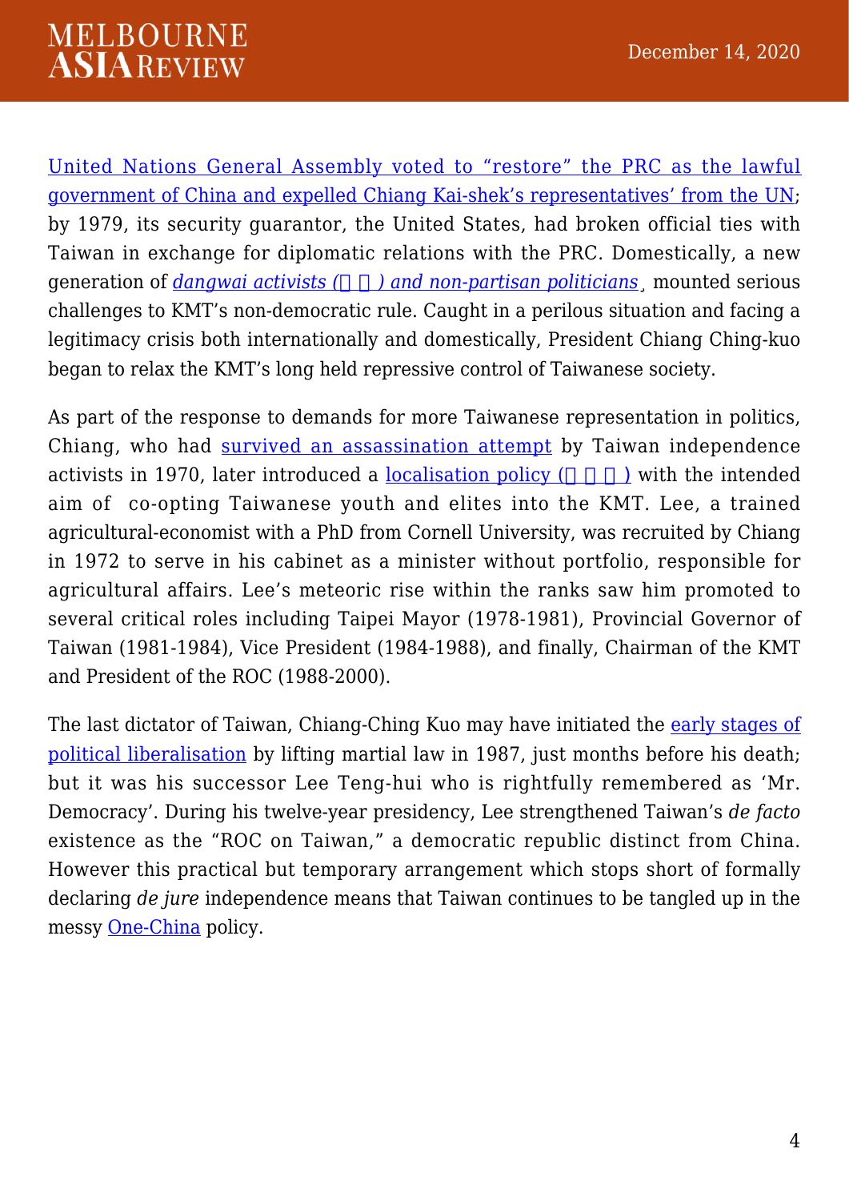United Nations General Assembly voted to "restore" the PRC as the lawful government of China and expelled Chiang Kai-shek's representatives' from the UN; by 1979, its security guarantor, the United States, had broken official ties with Taiwan in exchange for diplomatic relations with the PRC. Domestically, a new generation of *dangwai activists (□□) and non-partisan politicians*, mounted serious challenges to KMT's non-democratic rule. Caught in a perilous situation and facing a legitimacy crisis both internationally and domestically, President Chiang Ching-kuo began to relax the KMT's long held repressive control of Taiwanese society.

As part of the response to demands for more Taiwanese representation in politics, Chiang, who had survived an assassination attempt by Taiwan independence activists in 1970, later introduced a localisation policy (□□□) with the intended aim of co-opting Taiwanese youth and elites into the KMT. Lee, a trained agricultural-economist with a PhD from Cornell University, was recruited by Chiang in 1972 to serve in his cabinet as a minister without portfolio, responsible for agricultural affairs. Lee's meteoric rise within the ranks saw him promoted to several critical roles including Taipei Mayor (1978-1981), Provincial Governor of Taiwan (1981-1984), Vice President (1984-1988), and finally, Chairman of the KMT and President of the ROC (1988-2000).

The last dictator of Taiwan, Chiang-Ching Kuo may have initiated the early stages of political liberalisation by lifting martial law in 1987, just months before his death; but it was his successor Lee Teng-hui who is rightfully remembered as 'Mr. Democracy'. During his twelve-year presidency, Lee strengthened Taiwan's *de facto* existence as the "ROC on Taiwan," a democratic republic distinct from China. However this practical but temporary arrangement which stops short of formally declaring *de jure* independence means that Taiwan continues to be tangled up in the messy One-China policy.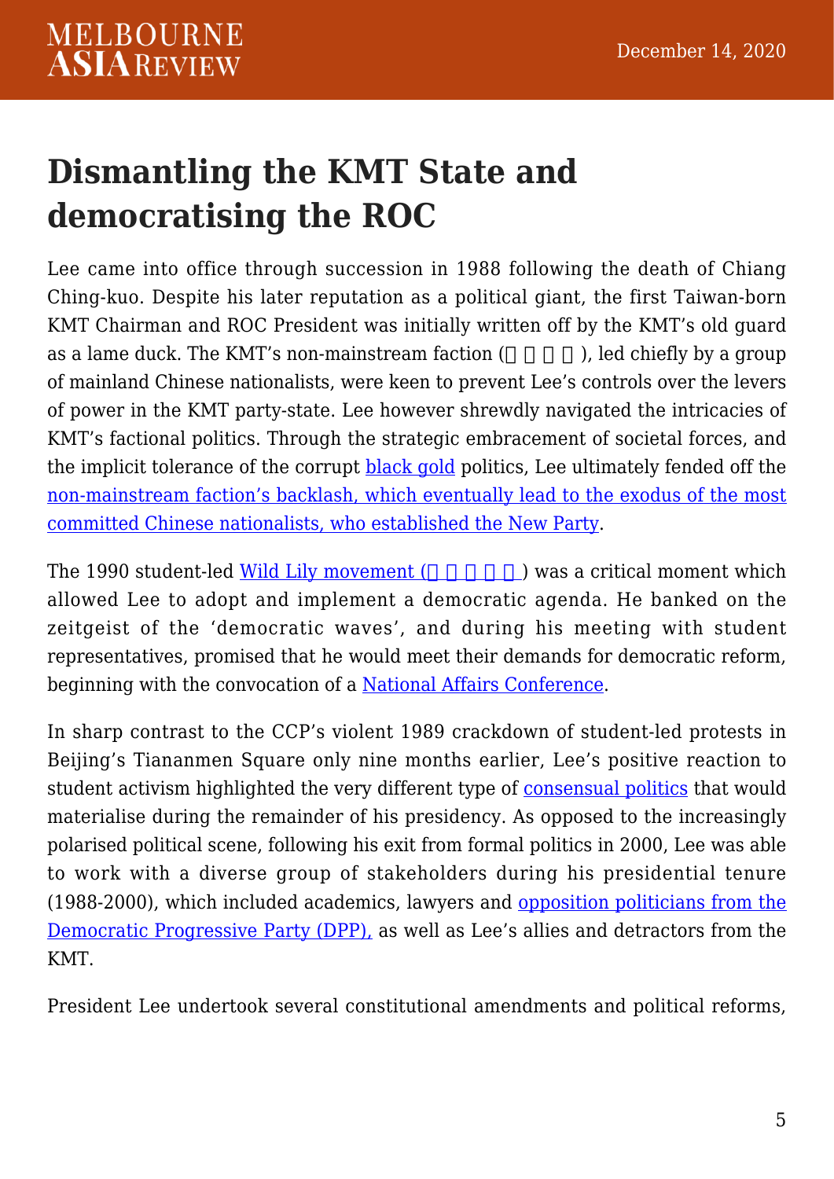## Dismantling the KMT State and democratising the ROC

Lee came into office through succession in 1988 following the death of Chiang Ching-kuo. Despite his later reputation as a political giant, the first Taiwan-born KMT Chairman and ROC President was initially written off by the KMT's old guard as a lame duck. The KMT's non-mainstream faction (□□□□), led chiefly by a group of mainland Chinese nationalists, were keen to prevent Lee's controls over the levers of power in the KMT party-state. Lee however shrewdly navigated the intricacies of KMT's factional politics. Through the strategic embracement of societal forces, and the implicit tolerance of the corrupt black gold politics, Lee ultimately fended off the non-mainstream faction's backlash, which eventually lead to the exodus of the most committed Chinese nationalists, who established the New Party.

The 1990 student-led Wild Lily movement (□□□□□) was a critical moment which allowed Lee to adopt and implement a democratic agenda. He banked on the zeitgeist of the 'democratic waves', and during his meeting with student representatives, promised that he would meet their demands for democratic reform, beginning with the convocation of a National Affairs Conference.

In sharp contrast to the CCP's violent 1989 crackdown of student-led protests in Beijing's Tiananmen Square only nine months earlier, Lee's positive reaction to student activism highlighted the very different type of consensual politics that would materialise during the remainder of his presidency. As opposed to the increasingly polarised political scene, following his exit from formal politics in 2000, Lee was able to work with a diverse group of stakeholders during his presidential tenure (1988-2000), which included academics, lawyers and opposition politicians from the Democratic Progressive Party (DPP), as well as Lee's allies and detractors from the KMT.

President Lee undertook several constitutional amendments and political reforms,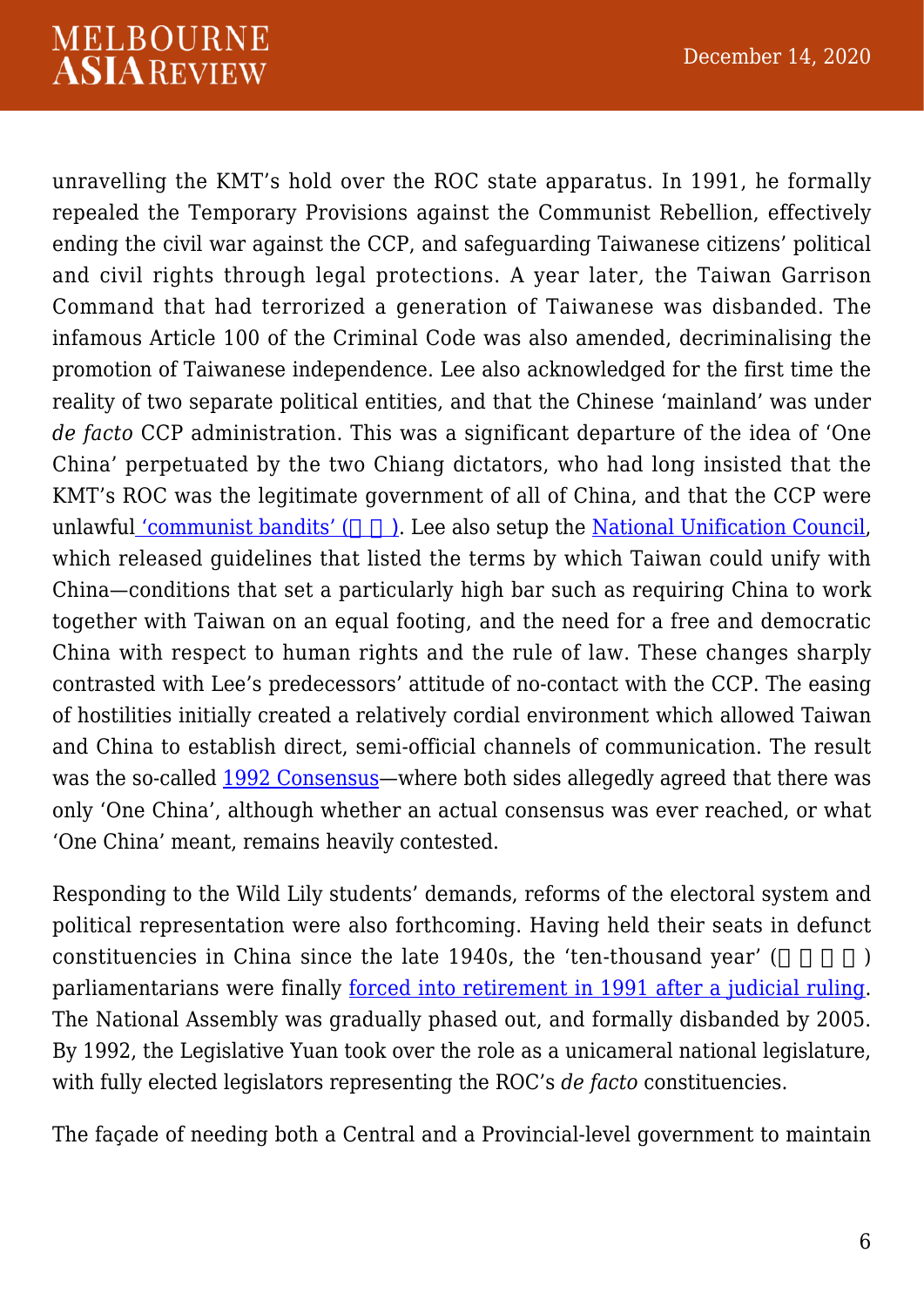unravelling the KMT's hold over the ROC state apparatus. In 1991, he formally repealed the Temporary Provisions against the Communist Rebellion, effectively ending the civil war against the CCP, and safeguarding Taiwanese citizens' political and civil rights through legal protections. A year later, the Taiwan Garrison Command that had terrorized a generation of Taiwanese was disbanded. The infamous Article 100 of the Criminal Code was also amended, decriminalising the promotion of Taiwanese independence. Lee also acknowledged for the first time the reality of two separate political entities, and that the Chinese 'mainland' was under *de facto* CCP administration. This was a significant departure of the idea of 'One China' perpetuated by the two Chiang dictators, who had long insisted that the KMT's ROC was the legitimate government of all of China, and that the CCP were unlawful 'communist bandits' (□ □). Lee also setup the National Unification Council, which released guidelines that listed the terms by which Taiwan could unify with China—conditions that set a particularly high bar such as requiring China to work together with Taiwan on an equal footing, and the need for a free and democratic China with respect to human rights and the rule of law. These changes sharply contrasted with Lee's predecessors' attitude of no-contact with the CCP. The easing of hostilities initially created a relatively cordial environment which allowed Taiwan and China to establish direct, semi-official channels of communication. The result was the so-called 1992 Consensus—where both sides allegedly agreed that there was only 'One China', although whether an actual consensus was ever reached, or what 'One China' meant, remains heavily contested.

Responding to the Wild Lily students' demands, reforms of the electoral system and political representation were also forthcoming. Having held their seats in defunct constituencies in China since the late 1940s, the 'ten-thousand year' (□ □ □ □) parliamentarians were finally forced into retirement in 1991 after a judicial ruling. The National Assembly was gradually phased out, and formally disbanded by 2005. By 1992, the Legislative Yuan took over the role as a unicameral national legislature, with fully elected legislators representing the ROC's *de facto* constituencies.

The façade of needing both a Central and a Provincial-level government to maintain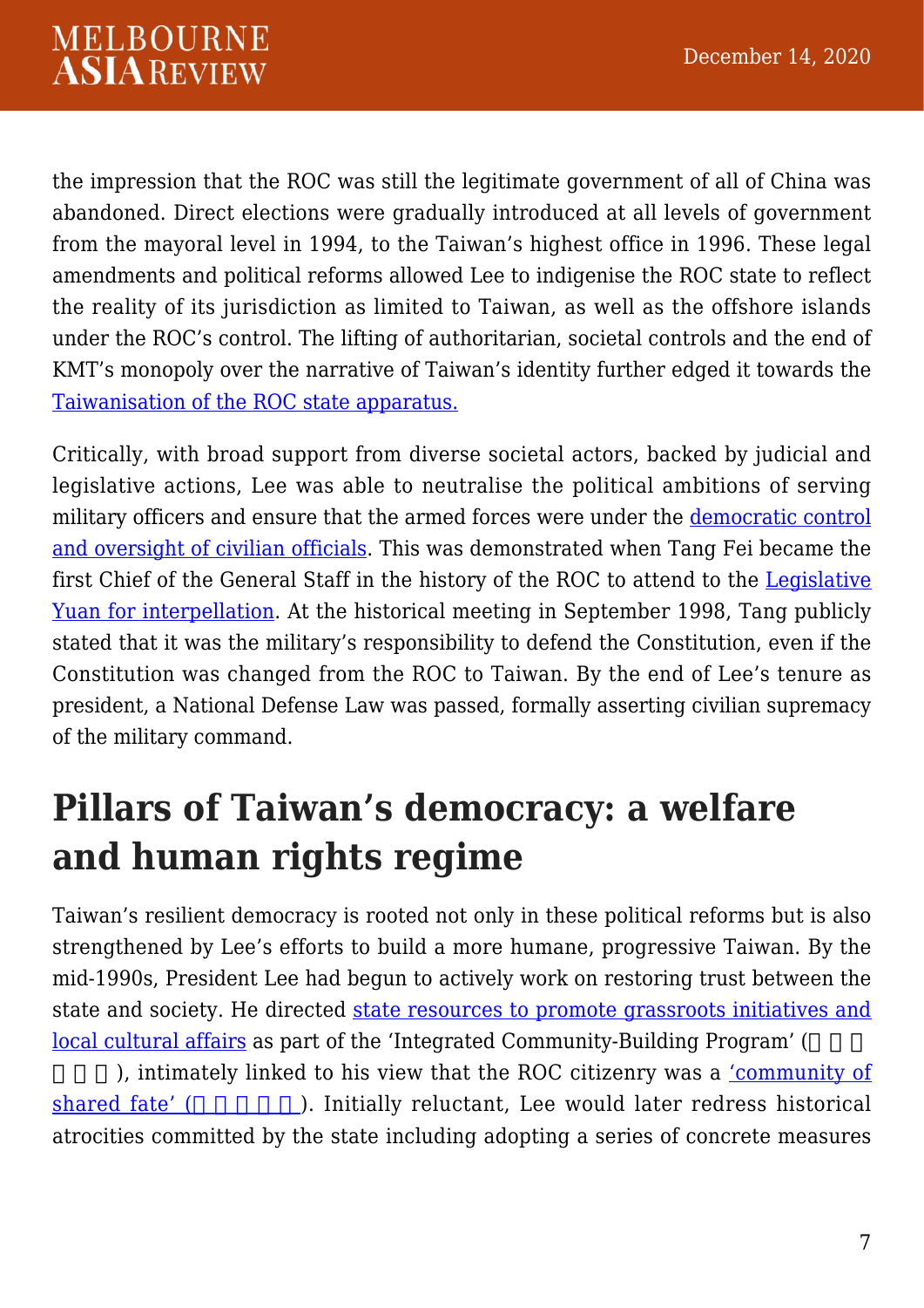the impression that the ROC was still the legitimate government of all of China was abandoned. Direct elections were gradually introduced at all levels of government from the mayoral level in 1994, to the Taiwan's highest office in 1996. These legal amendments and political reforms allowed Lee to indigenise the ROC state to reflect the reality of its jurisdiction as limited to Taiwan, as well as the offshore islands under the ROC's control. The lifting of authoritarian, societal controls and the end of KMT's monopoly over the narrative of Taiwan's identity further edged it towards the Taiwanisation of the ROC state apparatus.

Critically, with broad support from diverse societal actors, backed by judicial and legislative actions, Lee was able to neutralise the political ambitions of serving military officers and ensure that the armed forces were under the democratic control and oversight of civilian officials. This was demonstrated when Tang Fei became the first Chief of the General Staff in the history of the ROC to attend to the Legislative Yuan for interpellation. At the historical meeting in September 1998, Tang publicly stated that it was the military's responsibility to defend the Constitution, even if the Constitution was changed from the ROC to Taiwan. By the end of Lee's tenure as president, a National Defense Law was passed, formally asserting civilian supremacy of the military command.

## Pillars of Taiwan's democracy: a welfare and human rights regime

Taiwan's resilient democracy is rooted not only in these political reforms but is also strengthened by Lee's efforts to build a more humane, progressive Taiwan. By the mid-1990s, President Lee had begun to actively work on restoring trust between the state and society. He directed state resources to promote grassroots initiatives and local cultural affairs as part of the 'Integrated Community-Building Program' (□□□□□□), intimately linked to his view that the ROC citizenry was a 'community of shared fate' (□□□□□). Initially reluctant, Lee would later redress historical atrocities committed by the state including adopting a series of concrete measures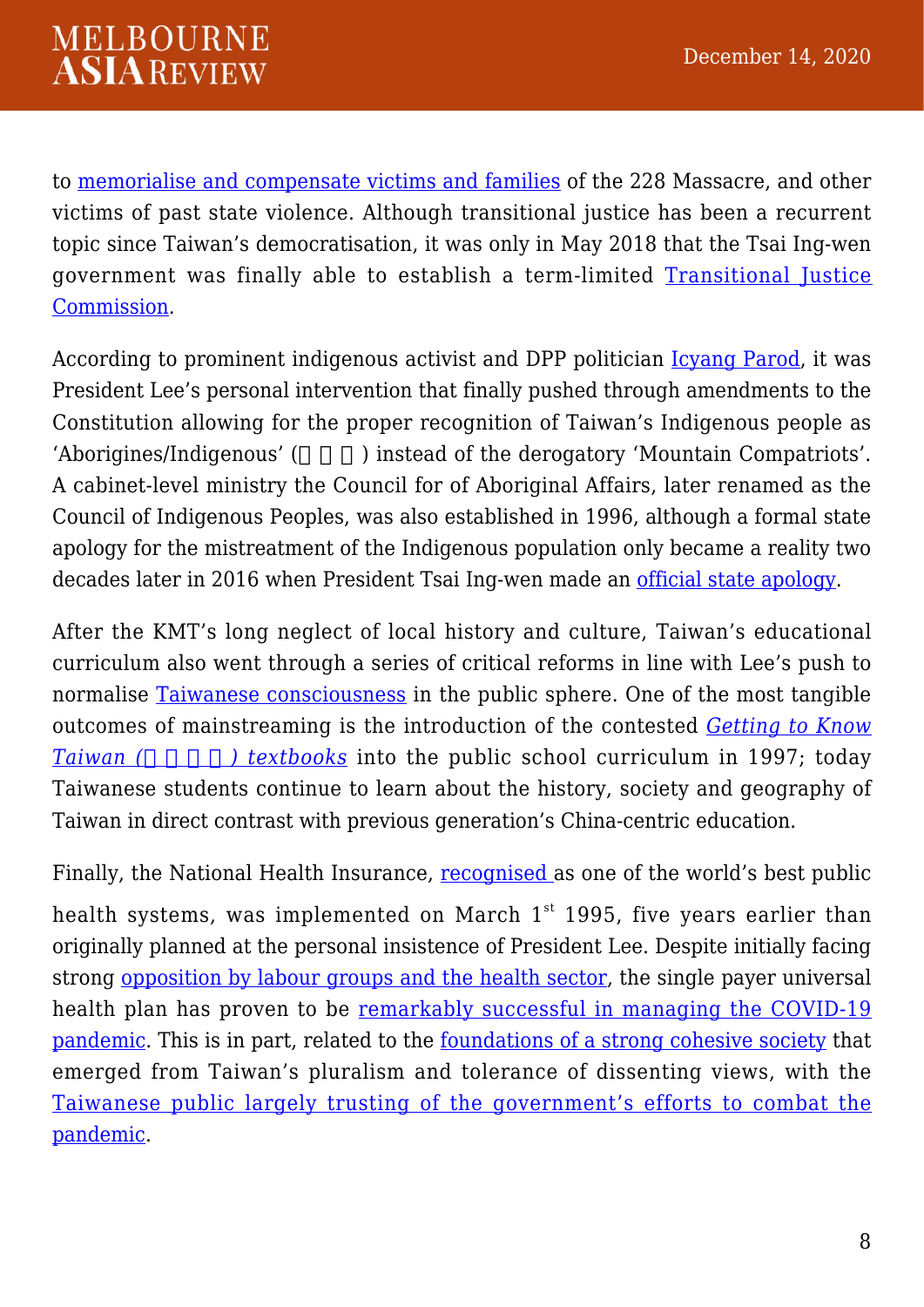to memorialise and compensate victims and families of the 228 Massacre, and other victims of past state violence. Although transitional justice has been a recurrent topic since Taiwan's democratisation, it was only in May 2018 that the Tsai Ing-wen government was finally able to establish a term-limited Transitional Justice Commission.

According to prominent indigenous activist and DPP politician Icyang Parod, it was President Lee's personal intervention that finally pushed through amendments to the Constitution allowing for the proper recognition of Taiwan's Indigenous people as 'Aborigines/Indigenous' (□ □ □) instead of the derogatory 'Mountain Compatriots'. A cabinet-level ministry the Council for of Aboriginal Affairs, later renamed as the Council of Indigenous Peoples, was also established in 1996, although a formal state apology for the mistreatment of the Indigenous population only became a reality two decades later in 2016 when President Tsai Ing-wen made an official state apology.

After the KMT's long neglect of local history and culture, Taiwan's educational curriculum also went through a series of critical reforms in line with Lee's push to normalise Taiwanese consciousness in the public sphere. One of the most tangible outcomes of mainstreaming is the introduction of the contested *Getting to Know Taiwan (□ □ □ □) textbooks* into the public school curriculum in 1997; today Taiwanese students continue to learn about the history, society and geography of Taiwan in direct contrast with previous generation's China-centric education.

Finally, the National Health Insurance, recognised as one of the world's best public health systems, was implemented on March 1st 1995, five years earlier than originally planned at the personal insistence of President Lee. Despite initially facing strong opposition by labour groups and the health sector, the single payer universal health plan has proven to be remarkably successful in managing the COVID-19 pandemic. This is in part, related to the foundations of a strong cohesive society that emerged from Taiwan's pluralism and tolerance of dissenting views, with the Taiwanese public largely trusting of the government's efforts to combat the pandemic.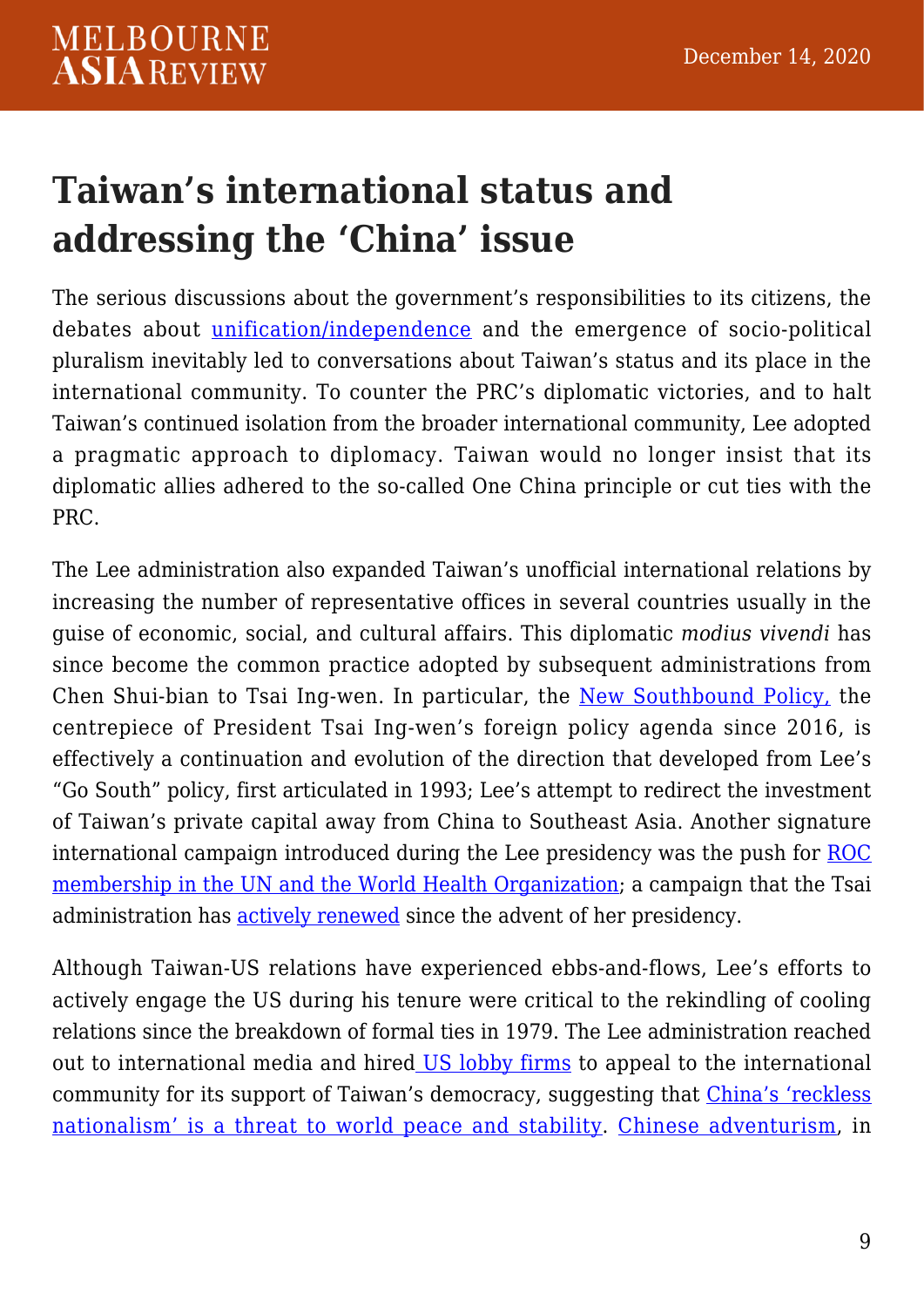## Taiwan's international status and addressing the 'China' issue

The serious discussions about the government's responsibilities to its citizens, the debates about unification/independence and the emergence of socio-political pluralism inevitably led to conversations about Taiwan's status and its place in the international community. To counter the PRC's diplomatic victories, and to halt Taiwan's continued isolation from the broader international community, Lee adopted a pragmatic approach to diplomacy. Taiwan would no longer insist that its diplomatic allies adhered to the so-called One China principle or cut ties with the PRC.

The Lee administration also expanded Taiwan's unofficial international relations by increasing the number of representative offices in several countries usually in the guise of economic, social, and cultural affairs. This diplomatic *modius vivendi* has since become the common practice adopted by subsequent administrations from Chen Shui-bian to Tsai Ing-wen. In particular, the New Southbound Policy, the centrepiece of President Tsai Ing-wen's foreign policy agenda since 2016, is effectively a continuation and evolution of the direction that developed from Lee's "Go South" policy, first articulated in 1993; Lee's attempt to redirect the investment of Taiwan's private capital away from China to Southeast Asia. Another signature international campaign introduced during the Lee presidency was the push for ROC membership in the UN and the World Health Organization; a campaign that the Tsai administration has actively renewed since the advent of her presidency.

Although Taiwan-US relations have experienced ebbs-and-flows, Lee's efforts to actively engage the US during his tenure were critical to the rekindling of cooling relations since the breakdown of formal ties in 1979. The Lee administration reached out to international media and hired US lobby firms to appeal to the international community for its support of Taiwan's democracy, suggesting that China's 'reckless nationalism' is a threat to world peace and stability. Chinese adventurism, in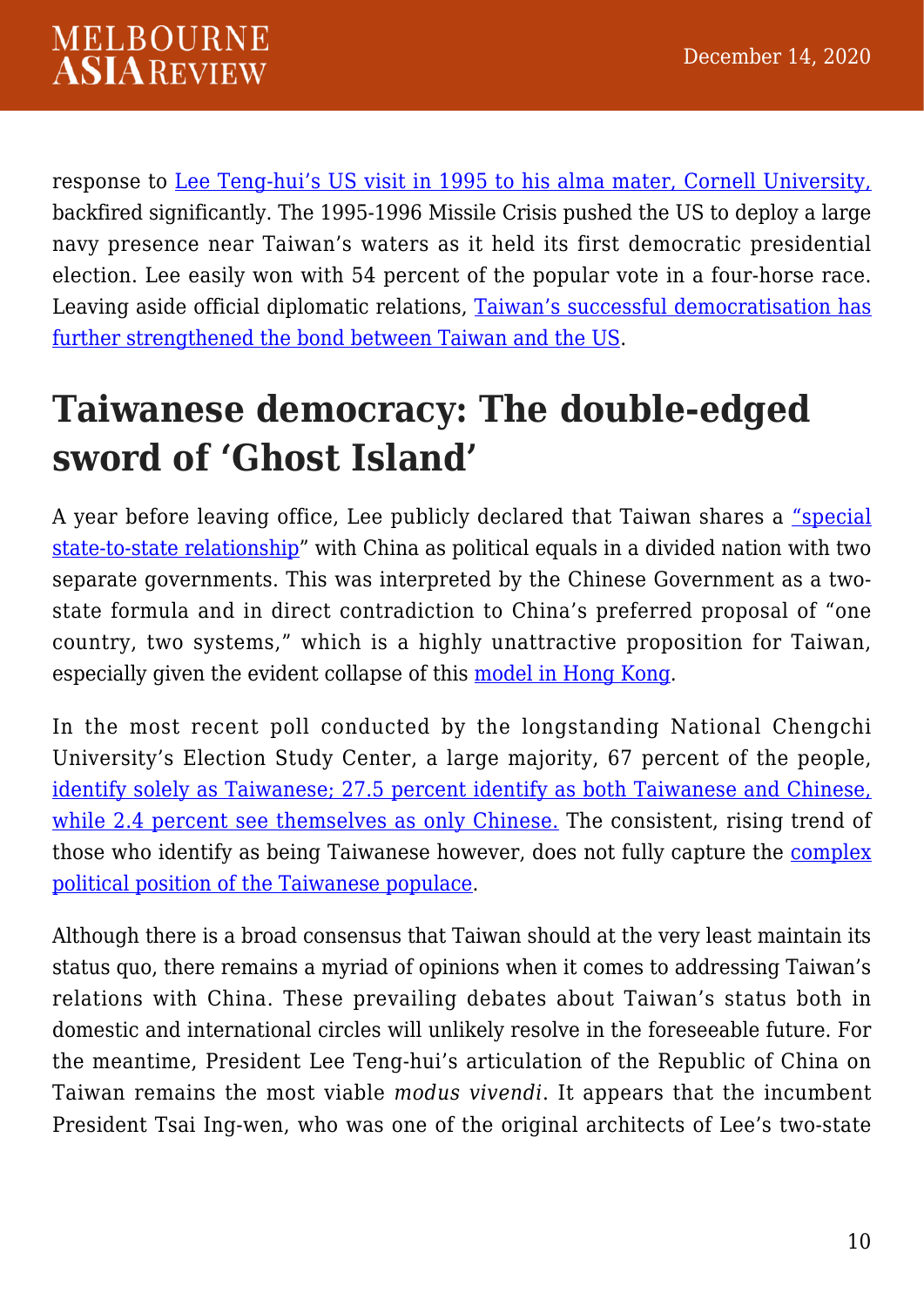response to Lee Teng-hui's US visit in 1995 to his alma mater, Cornell University, backfired significantly. The 1995-1996 Missile Crisis pushed the US to deploy a large navy presence near Taiwan's waters as it held its first democratic presidential election. Lee easily won with 54 percent of the popular vote in a four-horse race. Leaving aside official diplomatic relations, Taiwan's successful democratisation has further strengthened the bond between Taiwan and the US.

## Taiwanese democracy: The double-edged sword of 'Ghost Island'

A year before leaving office, Lee publicly declared that Taiwan shares a "special state-to-state relationship" with China as political equals in a divided nation with two separate governments. This was interpreted by the Chinese Government as a two-state formula and in direct contradiction to China's preferred proposal of "one country, two systems," which is a highly unattractive proposition for Taiwan, especially given the evident collapse of this model in Hong Kong.

In the most recent poll conducted by the longstanding National Chengchi University's Election Study Center, a large majority, 67 percent of the people, identify solely as Taiwanese; 27.5 percent identify as both Taiwanese and Chinese, while 2.4 percent see themselves as only Chinese. The consistent, rising trend of those who identify as being Taiwanese however, does not fully capture the complex political position of the Taiwanese populace.

Although there is a broad consensus that Taiwan should at the very least maintain its status quo, there remains a myriad of opinions when it comes to addressing Taiwan's relations with China. These prevailing debates about Taiwan's status both in domestic and international circles will unlikely resolve in the foreseeable future. For the meantime, President Lee Teng-hui's articulation of the Republic of China on Taiwan remains the most viable *modus vivendi*. It appears that the incumbent President Tsai Ing-wen, who was one of the original architects of Lee's two-state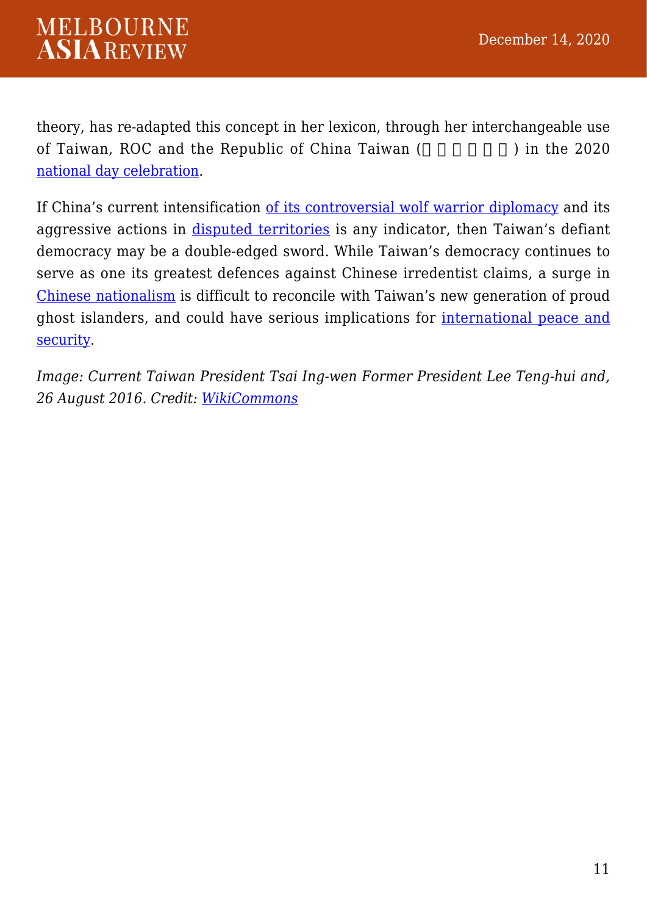theory, has re-adapted this concept in her lexicon, through her interchangeable use of Taiwan, ROC and the Republic of China Taiwan (□□□□□□) in the 2020 national day celebration.

If China's current intensification of its controversial wolf warrior diplomacy and its aggressive actions in disputed territories is any indicator, then Taiwan's defiant democracy may be a double-edged sword. While Taiwan's democracy continues to serve as one its greatest defences against Chinese irredentist claims, a surge in Chinese nationalism is difficult to reconcile with Taiwan's new generation of proud ghost islanders, and could have serious implications for international peace and security.

*Image: Current Taiwan President Tsai Ing-wen Former President Lee Teng-hui and, 26 August 2016. Credit: WikiCommons*